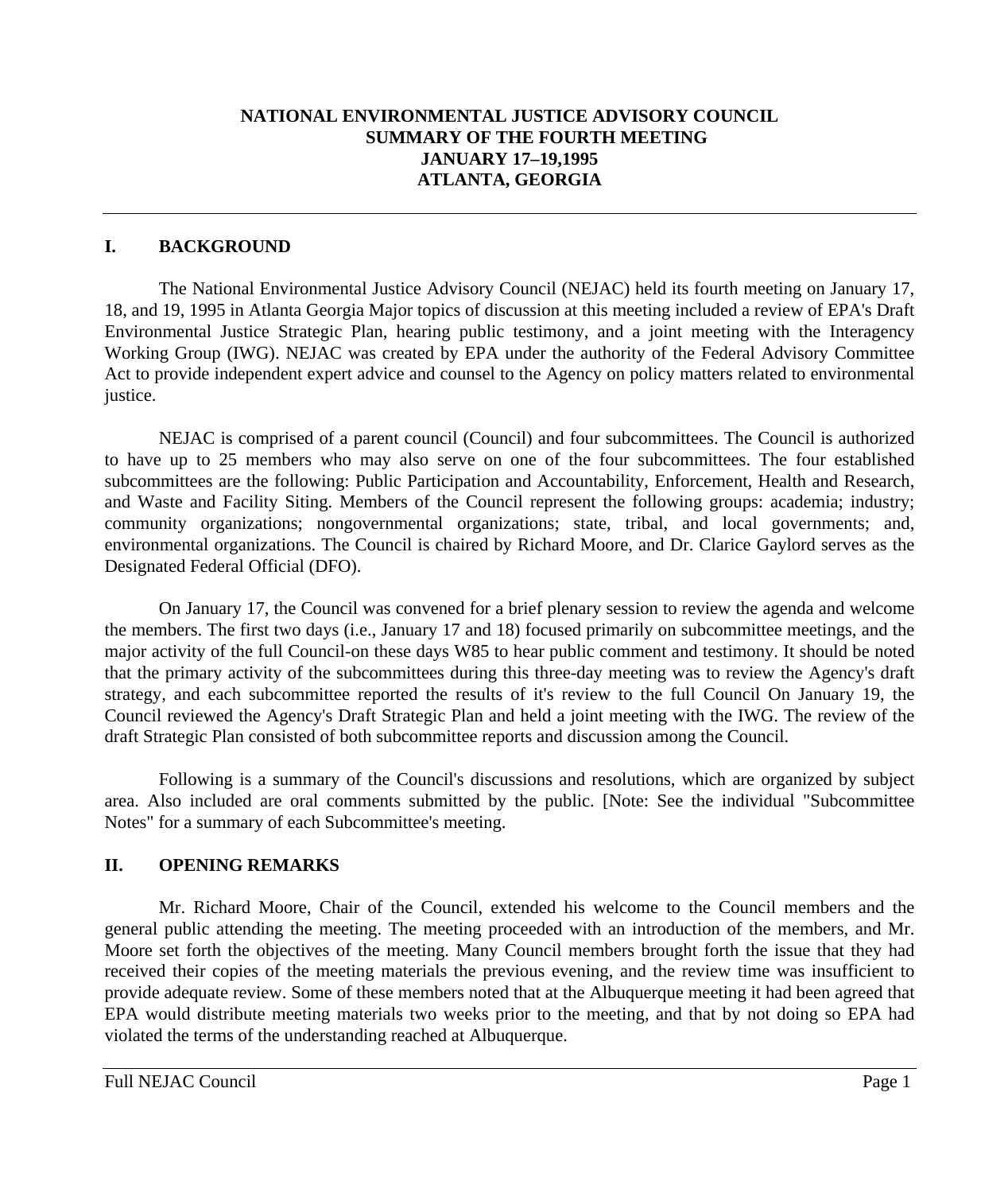# NATIONAL ENVIRONMENTAL JUSTICE ADVISORY COUNCIL
## SUMMARY OF THE FOURTH MEETING
## JANUARY 17–19,1995
## ATLANTA, GEORGIA

---

## I. BACKGROUND

The National Environmental Justice Advisory Council (NEJAC) held its fourth meeting on January 17, 18, and 19, 1995 in Atlanta Georgia Major topics of discussion at this meeting included a review of EPA's Draft Environmental Justice Strategic Plan, hearing public testimony, and a joint meeting with the Interagency Working Group (IWG). NEJAC was created by EPA under the authority of the Federal Advisory Committee Act to provide independent expert advice and counsel to the Agency on policy matters related to environmental justice.

NEJAC is comprised of a parent council (Council) and four subcommittees. The Council is authorized to have up to 25 members who may also serve on one of the four subcommittees. The four established subcommittees are the following: Public Participation and Accountability, Enforcement, Health and Research, and Waste and Facility Siting. Members of the Council represent the following groups: academia; industry; community organizations; nongovernmental organizations; state, tribal, and local governments; and, environmental organizations. The Council is chaired by Richard Moore, and Dr. Clarice Gaylord serves as the Designated Federal Official (DFO).

On January 17, the Council was convened for a brief plenary session to review the agenda and welcome the members. The first two days (i.e., January 17 and 18) focused primarily on subcommittee meetings, and the major activity of the full Council-on these days W85 to hear public comment and testimony. It should be noted that the primary activity of the subcommittees during this three-day meeting was to review the Agency's draft strategy, and each subcommittee reported the results of it's review to the full Council On January 19, the Council reviewed the Agency's Draft Strategic Plan and held a joint meeting with the IWG. The review of the draft Strategic Plan consisted of both subcommittee reports and discussion among the Council.

Following is a summary of the Council's discussions and resolutions, which are organized by subject area. Also included are oral comments submitted by the public. [Note: See the individual "Subcommittee Notes" for a summary of each Subcommittee's meeting.

## II. OPENING REMARKS

Mr. Richard Moore, Chair of the Council, extended his welcome to the Council members and the general public attending the meeting. The meeting proceeded with an introduction of the members, and Mr. Moore set forth the objectives of the meeting. Many Council members brought forth the issue that they had received their copies of the meeting materials the previous evening, and the review time was insufficient to provide adequate review. Some of these members noted that at the Albuquerque meeting it had been agreed that EPA would distribute meeting materials two weeks prior to the meeting, and that by not doing so EPA had violated the terms of the understanding reached at Albuquerque.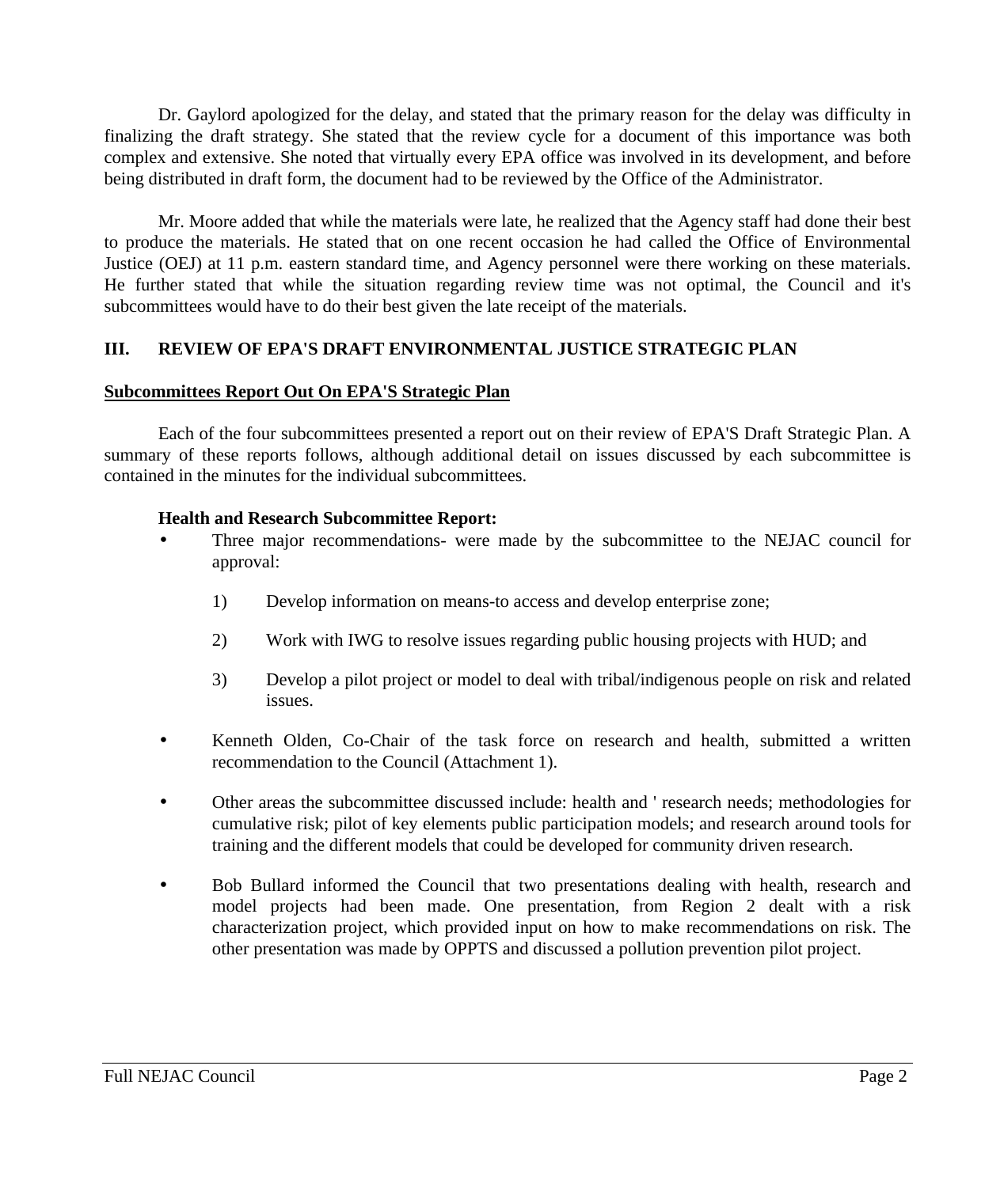Dr. Gaylord apologized for the delay, and stated that the primary reason for the delay was difficulty in finalizing the draft strategy. She stated that the review cycle for a document of this importance was both complex and extensive. She noted that virtually every EPA office was involved in its development, and before being distributed in draft form, the document had to be reviewed by the Office of the Administrator.

Mr. Moore added that while the materials were late, he realized that the Agency staff had done their best to produce the materials. He stated that on one recent occasion he had called the Office of Environmental Justice (OEJ) at 11 p.m. eastern standard time, and Agency personnel were there working on these materials. He further stated that while the situation regarding review time was not optimal, the Council and it's subcommittees would have to do their best given the late receipt of the materials.

## III. REVIEW OF EPA'S DRAFT ENVIRONMENTAL JUSTICE STRATEGIC PLAN

**Subcommittees Report Out On EPA'S Strategic Plan**

Each of the four subcommittees presented a report out on their review of EPA'S Draft Strategic Plan. A summary of these reports follows, although additional detail on issues discussed by each subcommittee is contained in the minutes for the individual subcommittees.

**Health and Research Subcommittee Report:**

- Three major recommendations- were made by the subcommittee to the NEJAC council for approval:

  1) Develop information on means-to access and develop enterprise zone;

  2) Work with IWG to resolve issues regarding public housing projects with HUD; and

  3) Develop a pilot project or model to deal with tribal/indigenous people on risk and related issues.

- Kenneth Olden, Co-Chair of the task force on research and health, submitted a written recommendation to the Council (Attachment 1).

- Other areas the subcommittee discussed include: health and ' research needs; methodologies for cumulative risk; pilot of key elements public participation models; and research around tools for training and the different models that could be developed for community driven research.

- Bob Bullard informed the Council that two presentations dealing with health, research and model projects had been made. One presentation, from Region 2 dealt with a risk characterization project, which provided input on how to make recommendations on risk. The other presentation was made by OPPTS and discussed a pollution prevention pilot project.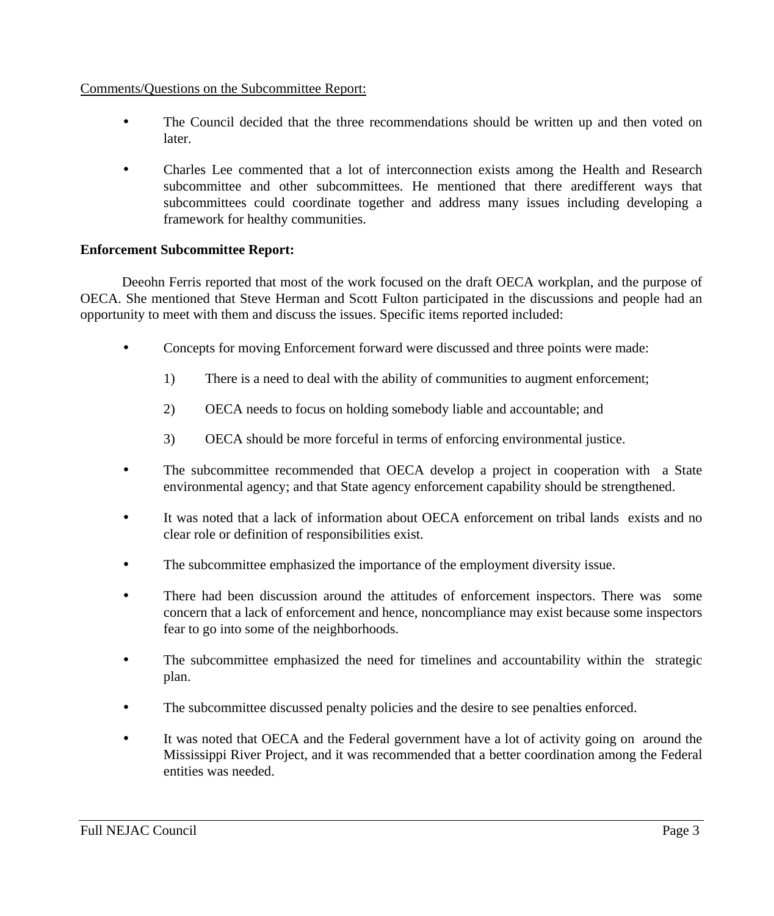<u>Comments/Questions on the Subcommittee Report:</u>

- The Council decided that the three recommendations should be written up and then voted on later.

- Charles Lee commented that a lot of interconnection exists among the Health and Research subcommittee and other subcommittees. He mentioned that there aredifferent ways that subcommittees could coordinate together and address many issues including developing a framework for healthy communities.

**Enforcement Subcommittee Report:**

Deeohn Ferris reported that most of the work focused on the draft OECA workplan, and the purpose of OECA. She mentioned that Steve Herman and Scott Fulton participated in the discussions and people had an opportunity to meet with them and discuss the issues. Specific items reported included:

- Concepts for moving Enforcement forward were discussed and three points were made:

    1) There is a need to deal with the ability of communities to augment enforcement;

    2) OECA needs to focus on holding somebody liable and accountable; and

    3) OECA should be more forceful in terms of enforcing environmental justice.

- The subcommittee recommended that OECA develop a project in cooperation with a State environmental agency; and that State agency enforcement capability should be strengthened.

- It was noted that a lack of information about OECA enforcement on tribal lands exists and no clear role or definition of responsibilities exist.

- The subcommittee emphasized the importance of the employment diversity issue.

- There had been discussion around the attitudes of enforcement inspectors. There was some concern that a lack of enforcement and hence, noncompliance may exist because some inspectors fear to go into some of the neighborhoods.

- The subcommittee emphasized the need for timelines and accountability within the strategic plan.

- The subcommittee discussed penalty policies and the desire to see penalties enforced.

- It was noted that OECA and the Federal government have a lot of activity going on around the Mississippi River Project, and it was recommended that a better coordination among the Federal entities was needed.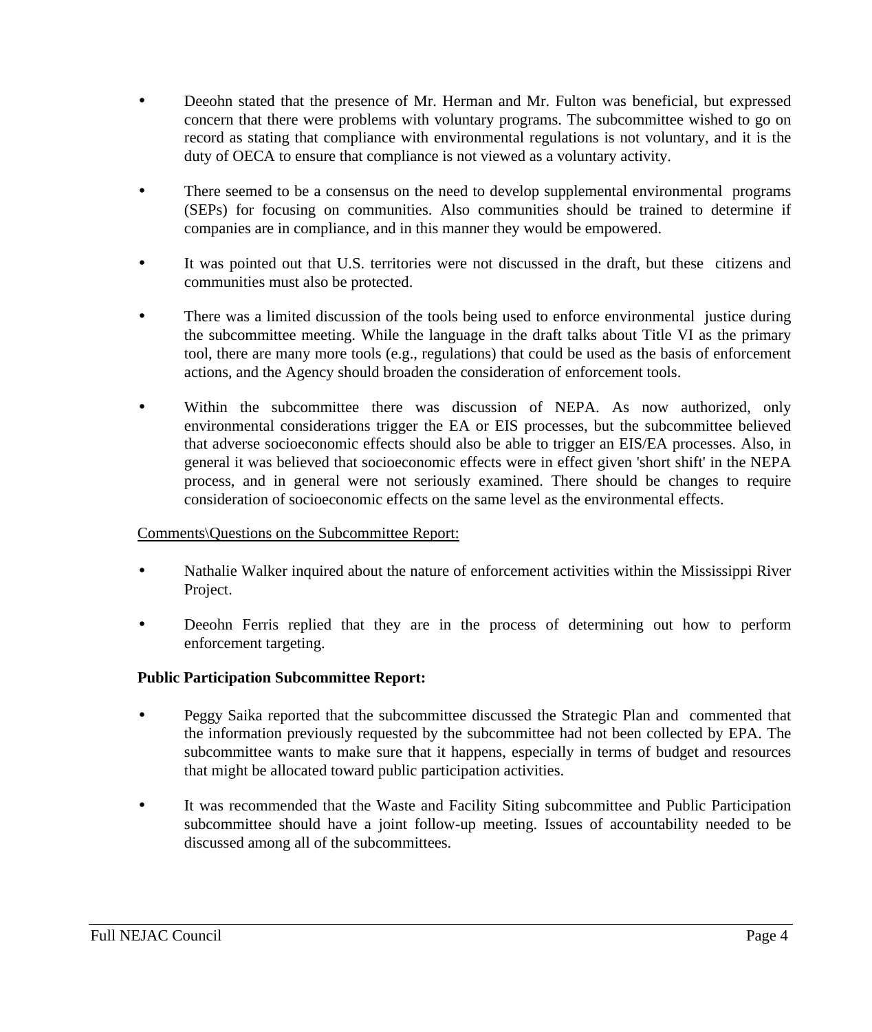- Deeohn stated that the presence of Mr. Herman and Mr. Fulton was beneficial, but expressed concern that there were problems with voluntary programs. The subcommittee wished to go on record as stating that compliance with environmental regulations is not voluntary, and it is the duty of OECA to ensure that compliance is not viewed as a voluntary activity.

- There seemed to be a consensus on the need to develop supplemental environmental programs (SEPs) for focusing on communities. Also communities should be trained to determine if companies are in compliance, and in this manner they would be empowered.

- It was pointed out that U.S. territories were not discussed in the draft, but these citizens and communities must also be protected.

- There was a limited discussion of the tools being used to enforce environmental justice during the subcommittee meeting. While the language in the draft talks about Title VI as the primary tool, there are many more tools (e.g., regulations) that could be used as the basis of enforcement actions, and the Agency should broaden the consideration of enforcement tools.

- Within the subcommittee there was discussion of NEPA. As now authorized, only environmental considerations trigger the EA or EIS processes, but the subcommittee believed that adverse socioeconomic effects should also be able to trigger an EIS/EA processes. Also, in general it was believed that socioeconomic effects were in effect given 'short shift' in the NEPA process, and in general were not seriously examined. There should be changes to require consideration of socioeconomic effects on the same level as the environmental effects.

Comments\Questions on the Subcommittee Report:

- Nathalie Walker inquired about the nature of enforcement activities within the Mississippi River Project.

- Deeohn Ferris replied that they are in the process of determining out how to perform enforcement targeting.

**Public Participation Subcommittee Report:**

- Peggy Saika reported that the subcommittee discussed the Strategic Plan and commented that the information previously requested by the subcommittee had not been collected by EPA. The subcommittee wants to make sure that it happens, especially in terms of budget and resources that might be allocated toward public participation activities.

- It was recommended that the Waste and Facility Siting subcommittee and Public Participation subcommittee should have a joint follow-up meeting. Issues of accountability needed to be discussed among all of the subcommittees.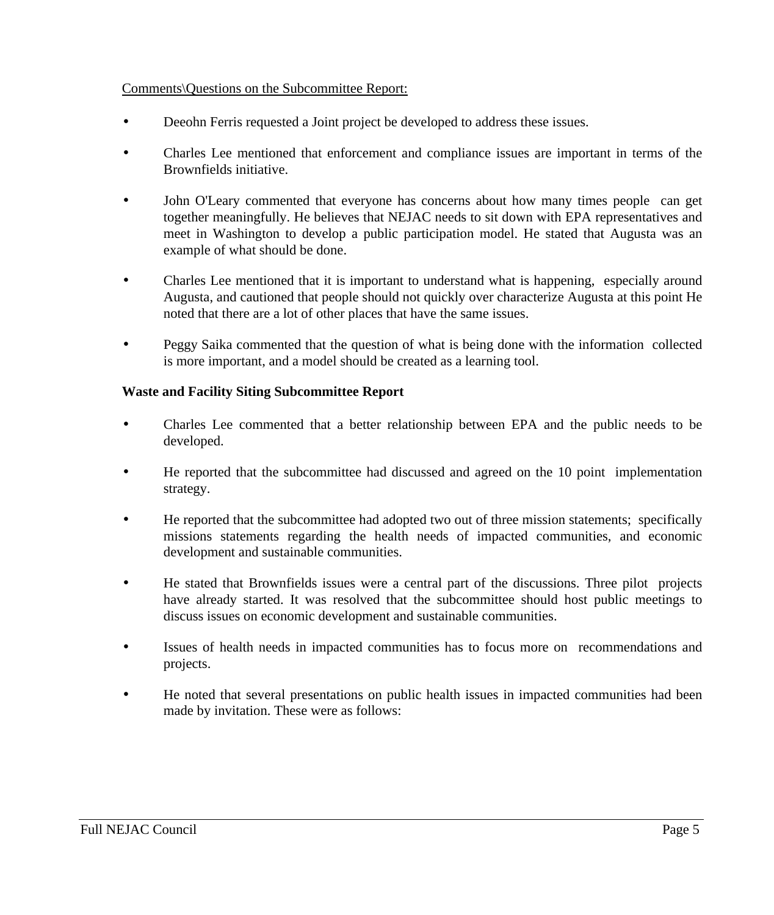Comments\Questions on the Subcommittee Report:

- Deeohn Ferris requested a Joint project be developed to address these issues.
- Charles Lee mentioned that enforcement and compliance issues are important in terms of the Brownfields initiative.
- John O'Leary commented that everyone has concerns about how many times people can get together meaningfully. He believes that NEJAC needs to sit down with EPA representatives and meet in Washington to develop a public participation model. He stated that Augusta was an example of what should be done.
- Charles Lee mentioned that it is important to understand what is happening, especially around Augusta, and cautioned that people should not quickly over characterize Augusta at this point He noted that there are a lot of other places that have the same issues.
- Peggy Saika commented that the question of what is being done with the information collected is more important, and a model should be created as a learning tool.

**Waste and Facility Siting Subcommittee Report**

- Charles Lee commented that a better relationship between EPA and the public needs to be developed.
- He reported that the subcommittee had discussed and agreed on the 10 point implementation strategy.
- He reported that the subcommittee had adopted two out of three mission statements; specifically missions statements regarding the health needs of impacted communities, and economic development and sustainable communities.
- He stated that Brownfields issues were a central part of the discussions. Three pilot projects have already started. It was resolved that the subcommittee should host public meetings to discuss issues on economic development and sustainable communities.
- Issues of health needs in impacted communities has to focus more on recommendations and projects.
- He noted that several presentations on public health issues in impacted communities had been made by invitation. These were as follows: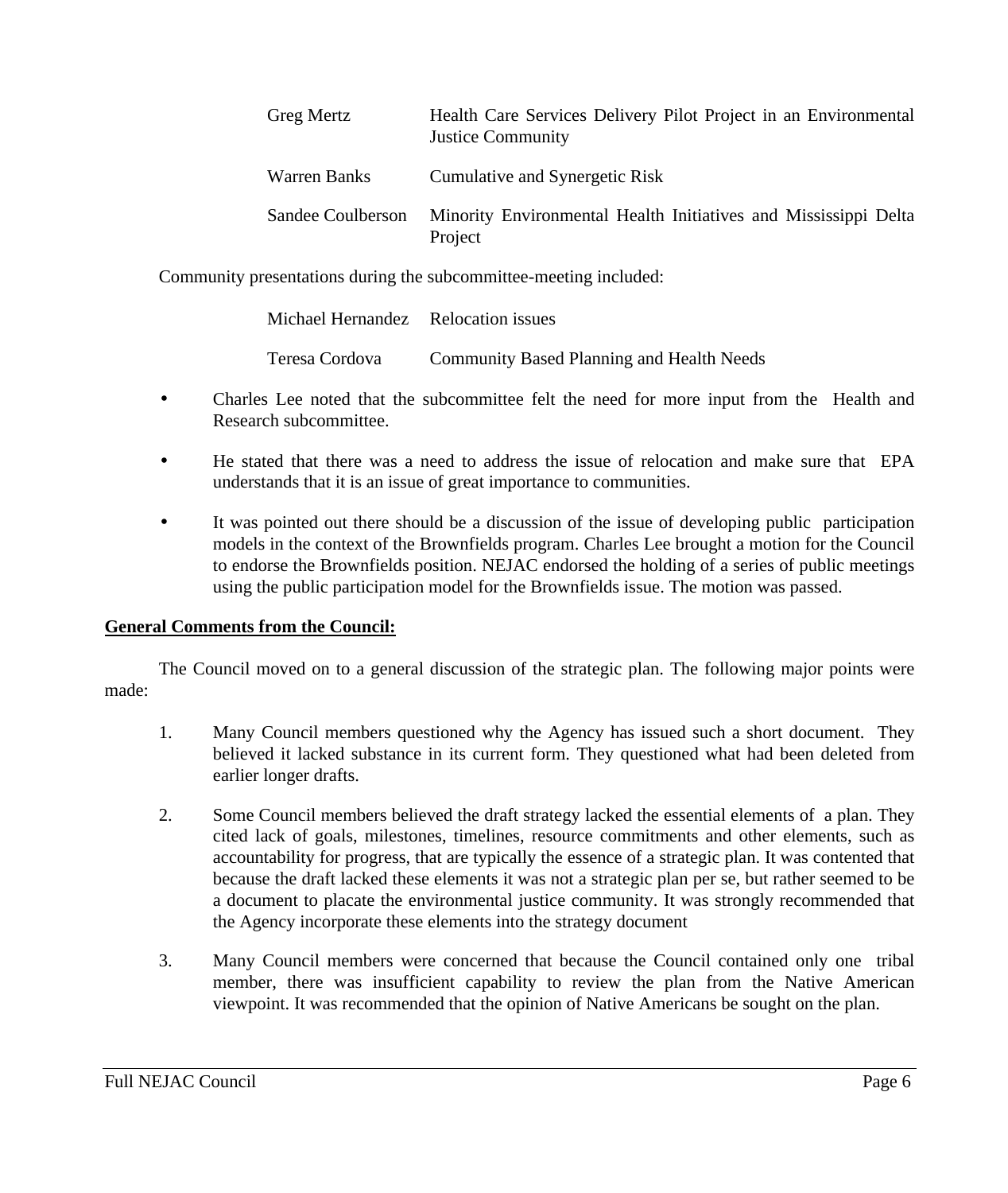| | |
|---|---|
| Greg Mertz | Health Care Services Delivery Pilot Project in an Environmental Justice Community |
| Warren Banks | Cumulative and Synergetic Risk |
| Sandee Coulberson | Minority Environmental Health Initiatives and Mississippi Delta Project |

Community presentations during the subcommittee-meeting included:

| | |
|---|---|
| Michael Hernandez | Relocation issues |
| Teresa Cordova | Community Based Planning and Health Needs |

- Charles Lee noted that the subcommittee felt the need for more input from the Health and Research subcommittee.
- He stated that there was a need to address the issue of relocation and make sure that EPA understands that it is an issue of great importance to communities.
- It was pointed out there should be a discussion of the issue of developing public participation models in the context of the Brownfields program. Charles Lee brought a motion for the Council to endorse the Brownfields position. NEJAC endorsed the holding of a series of public meetings using the public participation model for the Brownfields issue. The motion was passed.

**General Comments from the Council:**

The Council moved on to a general discussion of the strategic plan. The following major points were made:

1. Many Council members questioned why the Agency has issued such a short document. They believed it lacked substance in its current form. They questioned what had been deleted from earlier longer drafts.
2. Some Council members believed the draft strategy lacked the essential elements of a plan. They cited lack of goals, milestones, timelines, resource commitments and other elements, such as accountability for progress, that are typically the essence of a strategic plan. It was contented that because the draft lacked these elements it was not a strategic plan per se, but rather seemed to be a document to placate the environmental justice community. It was strongly recommended that the Agency incorporate these elements into the strategy document
3. Many Council members were concerned that because the Council contained only one tribal member, there was insufficient capability to review the plan from the Native American viewpoint. It was recommended that the opinion of Native Americans be sought on the plan.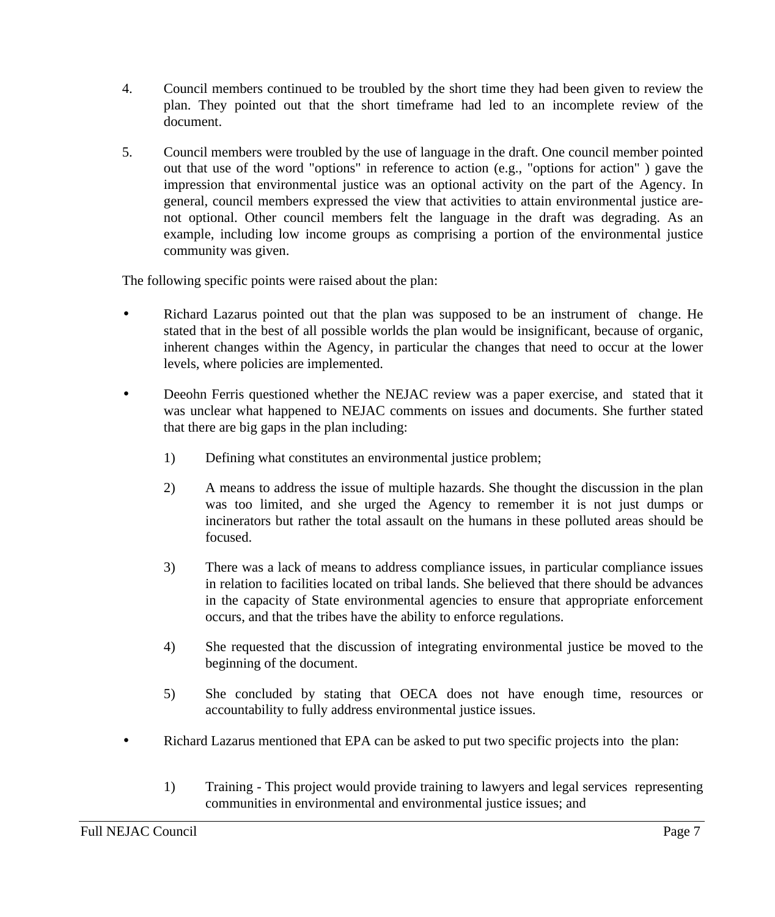4. Council members continued to be troubled by the short time they had been given to review the plan. They pointed out that the short timeframe had led to an incomplete review of the document.

5. Council members were troubled by the use of language in the draft. One council member pointed out that use of the word "options" in reference to action (e.g., "options for action" ) gave the impression that environmental justice was an optional activity on the part of the Agency. In general, council members expressed the view that activities to attain environmental justice are-not optional. Other council members felt the language in the draft was degrading. As an example, including low income groups as comprising a portion of the environmental justice community was given.

The following specific points were raised about the plan:

- Richard Lazarus pointed out that the plan was supposed to be an instrument of change. He stated that in the best of all possible worlds the plan would be insignificant, because of organic, inherent changes within the Agency, in particular the changes that need to occur at the lower levels, where policies are implemented.

- Deeohn Ferris questioned whether the NEJAC review was a paper exercise, and stated that it was unclear what happened to NEJAC comments on issues and documents. She further stated that there are big gaps in the plan including:

  1) Defining what constitutes an environmental justice problem;

  2) A means to address the issue of multiple hazards. She thought the discussion in the plan was too limited, and she urged the Agency to remember it is not just dumps or incinerators but rather the total assault on the humans in these polluted areas should be focused.

  3) There was a lack of means to address compliance issues, in particular compliance issues in relation to facilities located on tribal lands. She believed that there should be advances in the capacity of State environmental agencies to ensure that appropriate enforcement occurs, and that the tribes have the ability to enforce regulations.

  4) She requested that the discussion of integrating environmental justice be moved to the beginning of the document.

  5) She concluded by stating that OECA does not have enough time, resources or accountability to fully address environmental justice issues.

- Richard Lazarus mentioned that EPA can be asked to put two specific projects into the plan:

  1) Training - This project would provide training to lawyers and legal services representing communities in environmental and environmental justice issues; and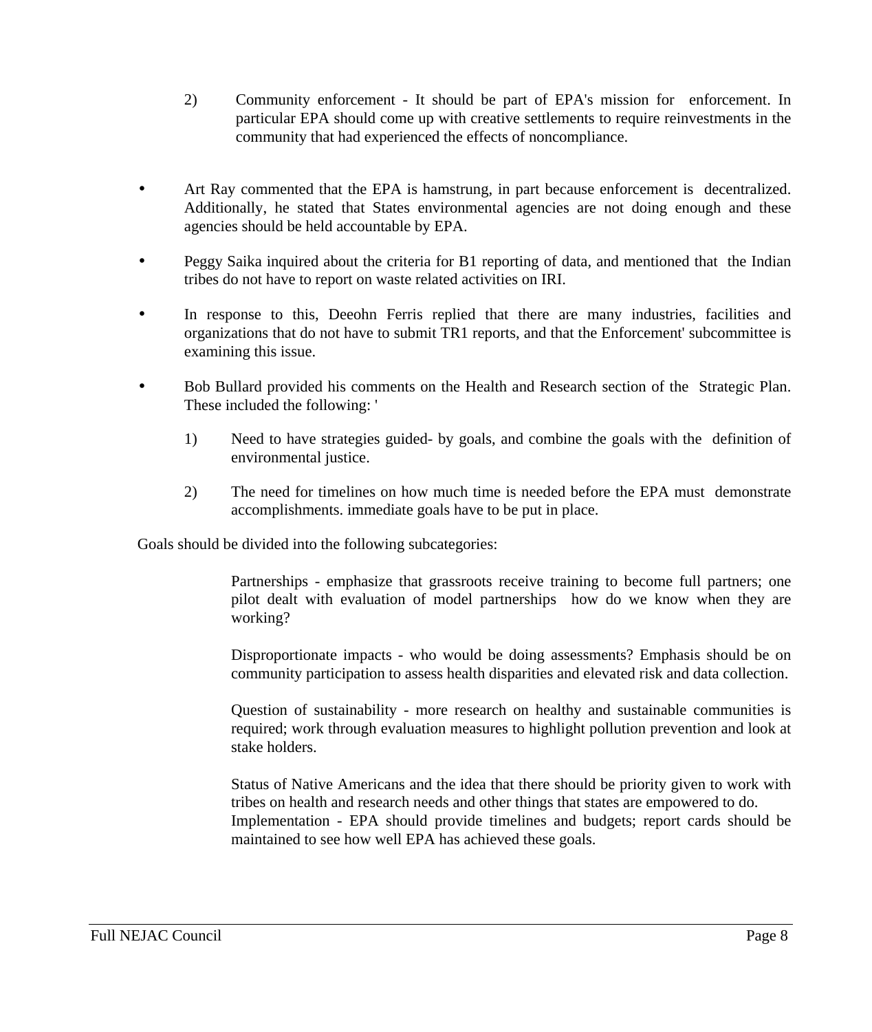2) Community enforcement - It should be part of EPA's mission for enforcement. In particular EPA should come up with creative settlements to require reinvestments in the community that had experienced the effects of noncompliance.

- Art Ray commented that the EPA is hamstrung, in part because enforcement is decentralized. Additionally, he stated that States environmental agencies are not doing enough and these agencies should be held accountable by EPA.

- Peggy Saika inquired about the criteria for B1 reporting of data, and mentioned that the Indian tribes do not have to report on waste related activities on IRI.

- In response to this, Deeohn Ferris replied that there are many industries, facilities and organizations that do not have to submit TR1 reports, and that the Enforcement' subcommittee is examining this issue.

- Bob Bullard provided his comments on the Health and Research section of the Strategic Plan. These included the following: '

  1) Need to have strategies guided- by goals, and combine the goals with the definition of environmental justice.

  2) The need for timelines on how much time is needed before the EPA must demonstrate accomplishments. immediate goals have to be put in place.

Goals should be divided into the following subcategories:

Partnerships - emphasize that grassroots receive training to become full partners; one pilot dealt with evaluation of model partnerships how do we know when they are working?

Disproportionate impacts - who would be doing assessments? Emphasis should be on community participation to assess health disparities and elevated risk and data collection.

Question of sustainability - more research on healthy and sustainable communities is required; work through evaluation measures to highlight pollution prevention and look at stake holders.

Status of Native Americans and the idea that there should be priority given to work with tribes on health and research needs and other things that states are empowered to do.
Implementation - EPA should provide timelines and budgets; report cards should be maintained to see how well EPA has achieved these goals.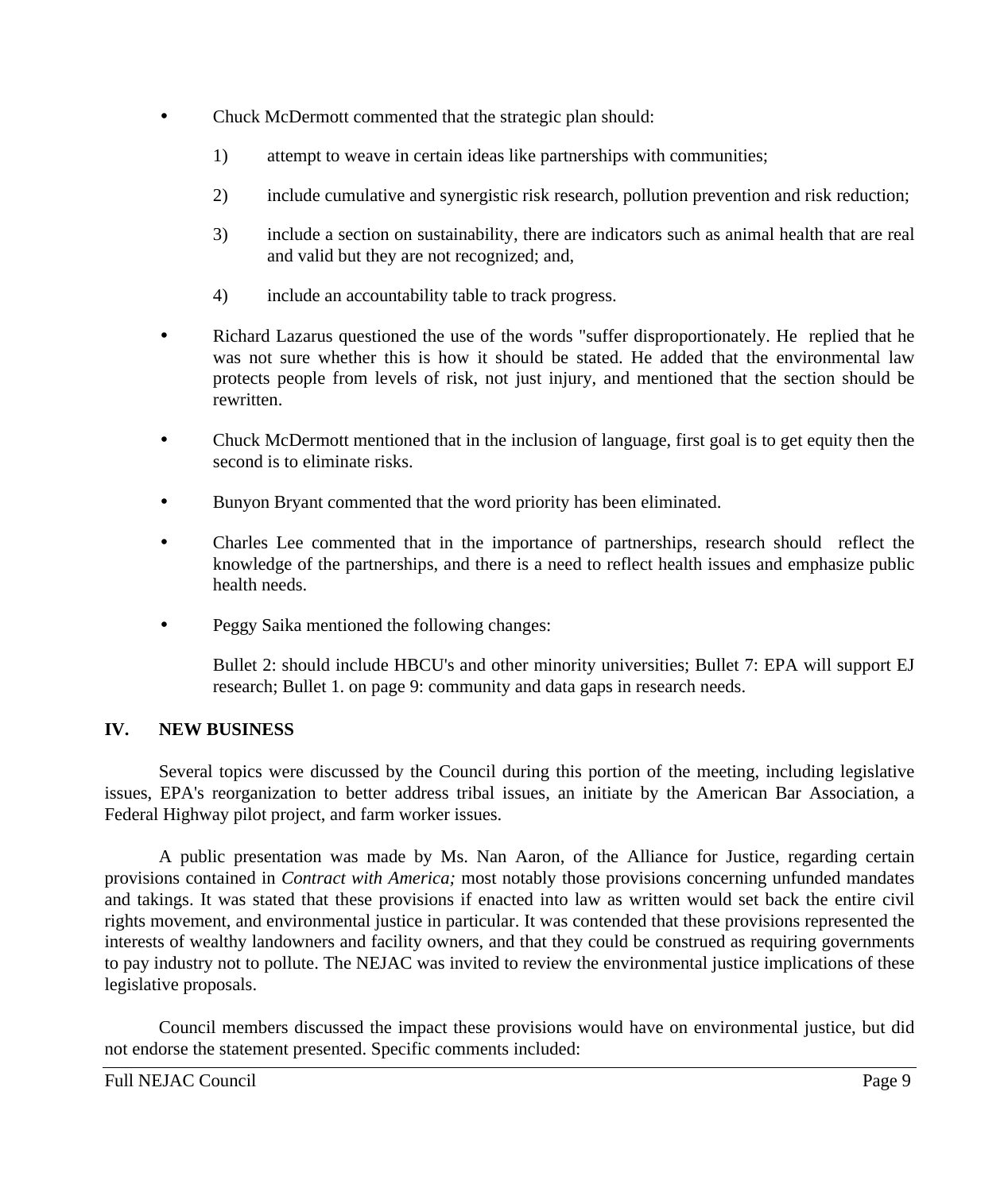- Chuck McDermott commented that the strategic plan should:

  1) attempt to weave in certain ideas like partnerships with communities;

  2) include cumulative and synergistic risk research, pollution prevention and risk reduction;

  3) include a section on sustainability, there are indicators such as animal health that are real and valid but they are not recognized; and,

  4) include an accountability table to track progress.

- Richard Lazarus questioned the use of the words "suffer disproportionately. He replied that he was not sure whether this is how it should be stated. He added that the environmental law protects people from levels of risk, not just injury, and mentioned that the section should be rewritten.

- Chuck McDermott mentioned that in the inclusion of language, first goal is to get equity then the second is to eliminate risks.

- Bunyon Bryant commented that the word priority has been eliminated.

- Charles Lee commented that in the importance of partnerships, research should reflect the knowledge of the partnerships, and there is a need to reflect health issues and emphasize public health needs.

- Peggy Saika mentioned the following changes:

  Bullet 2: should include HBCU's and other minority universities; Bullet 7: EPA will support EJ research; Bullet 1. on page 9: community and data gaps in research needs.

## IV. NEW BUSINESS

Several topics were discussed by the Council during this portion of the meeting, including legislative issues, EPA's reorganization to better address tribal issues, an initiate by the American Bar Association, a Federal Highway pilot project, and farm worker issues.

A public presentation was made by Ms. Nan Aaron, of the Alliance for Justice, regarding certain provisions contained in *Contract with America;* most notably those provisions concerning unfunded mandates and takings. It was stated that these provisions if enacted into law as written would set back the entire civil rights movement, and environmental justice in particular. It was contended that these provisions represented the interests of wealthy landowners and facility owners, and that they could be construed as requiring governments to pay industry not to pollute. The NEJAC was invited to review the environmental justice implications of these legislative proposals.

Council members discussed the impact these provisions would have on environmental justice, but did not endorse the statement presented. Specific comments included: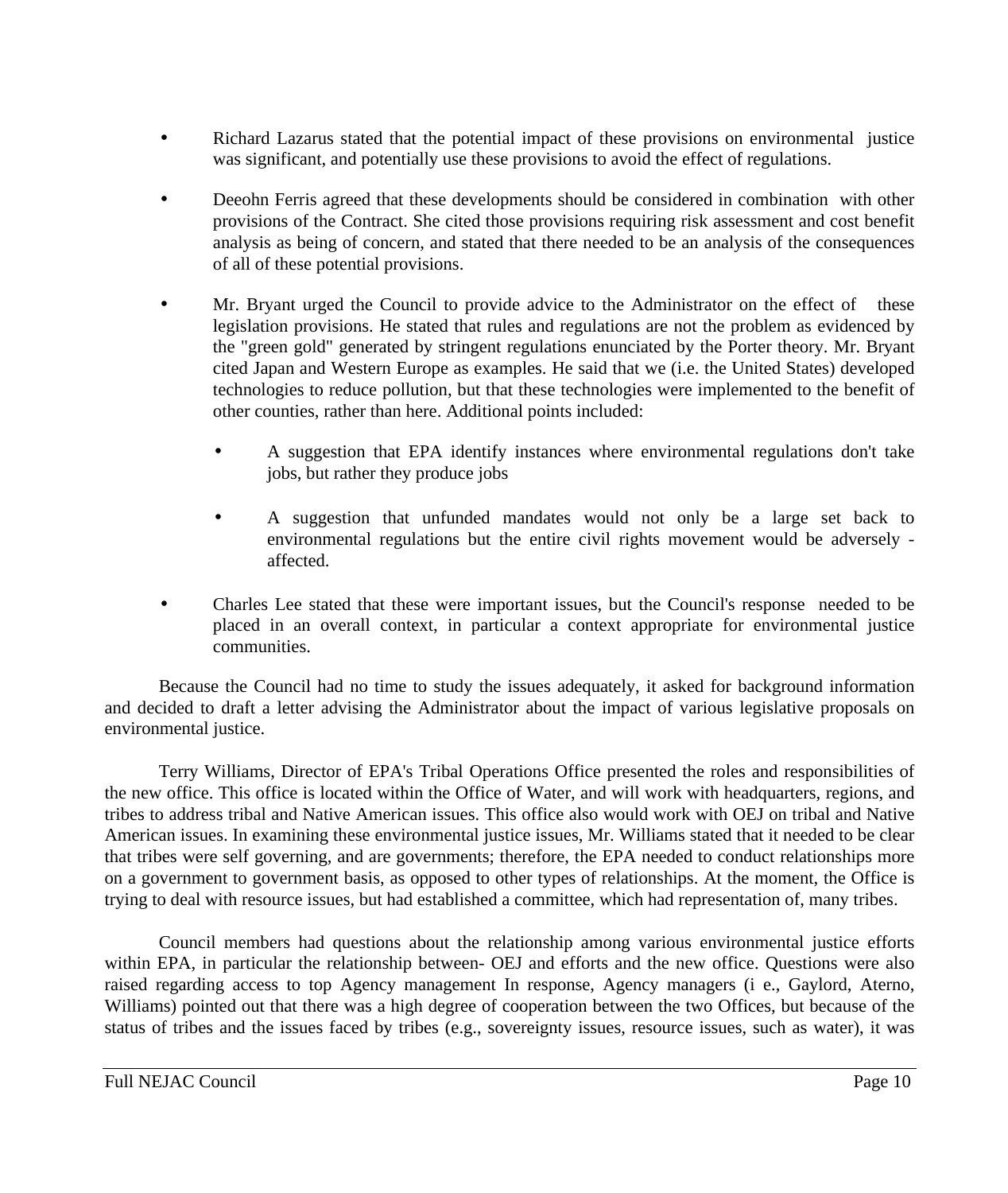- Richard Lazarus stated that the potential impact of these provisions on environmental justice was significant, and potentially use these provisions to avoid the effect of regulations.

- Deeohn Ferris agreed that these developments should be considered in combination with other provisions of the Contract. She cited those provisions requiring risk assessment and cost benefit analysis as being of concern, and stated that there needed to be an analysis of the consequences of all of these potential provisions.

- Mr. Bryant urged the Council to provide advice to the Administrator on the effect of these legislation provisions. He stated that rules and regulations are not the problem as evidenced by the "green gold" generated by stringent regulations enunciated by the Porter theory. Mr. Bryant cited Japan and Western Europe as examples. He said that we (i.e. the United States) developed technologies to reduce pollution, but that these technologies were implemented to the benefit of other counties, rather than here. Additional points included:

  - A suggestion that EPA identify instances where environmental regulations don't take jobs, but rather they produce jobs

  - A suggestion that unfunded mandates would not only be a large set back to environmental regulations but the entire civil rights movement would be adversely - affected.

- Charles Lee stated that these were important issues, but the Council's response needed to be placed in an overall context, in particular a context appropriate for environmental justice communities.

Because the Council had no time to study the issues adequately, it asked for background information and decided to draft a letter advising the Administrator about the impact of various legislative proposals on environmental justice.

Terry Williams, Director of EPA's Tribal Operations Office presented the roles and responsibilities of the new office. This office is located within the Office of Water, and will work with headquarters, regions, and tribes to address tribal and Native American issues. This office also would work with OEJ on tribal and Native American issues. In examining these environmental justice issues, Mr. Williams stated that it needed to be clear that tribes were self governing, and are governments; therefore, the EPA needed to conduct relationships more on a government to government basis, as opposed to other types of relationships. At the moment, the Office is trying to deal with resource issues, but had established a committee, which had representation of, many tribes.

Council members had questions about the relationship among various environmental justice efforts within EPA, in particular the relationship between- OEJ and efforts and the new office. Questions were also raised regarding access to top Agency management In response, Agency managers (i e., Gaylord, Aterno, Williams) pointed out that there was a high degree of cooperation between the two Offices, but because of the status of tribes and the issues faced by tribes (e.g., sovereignty issues, resource issues, such as water), it was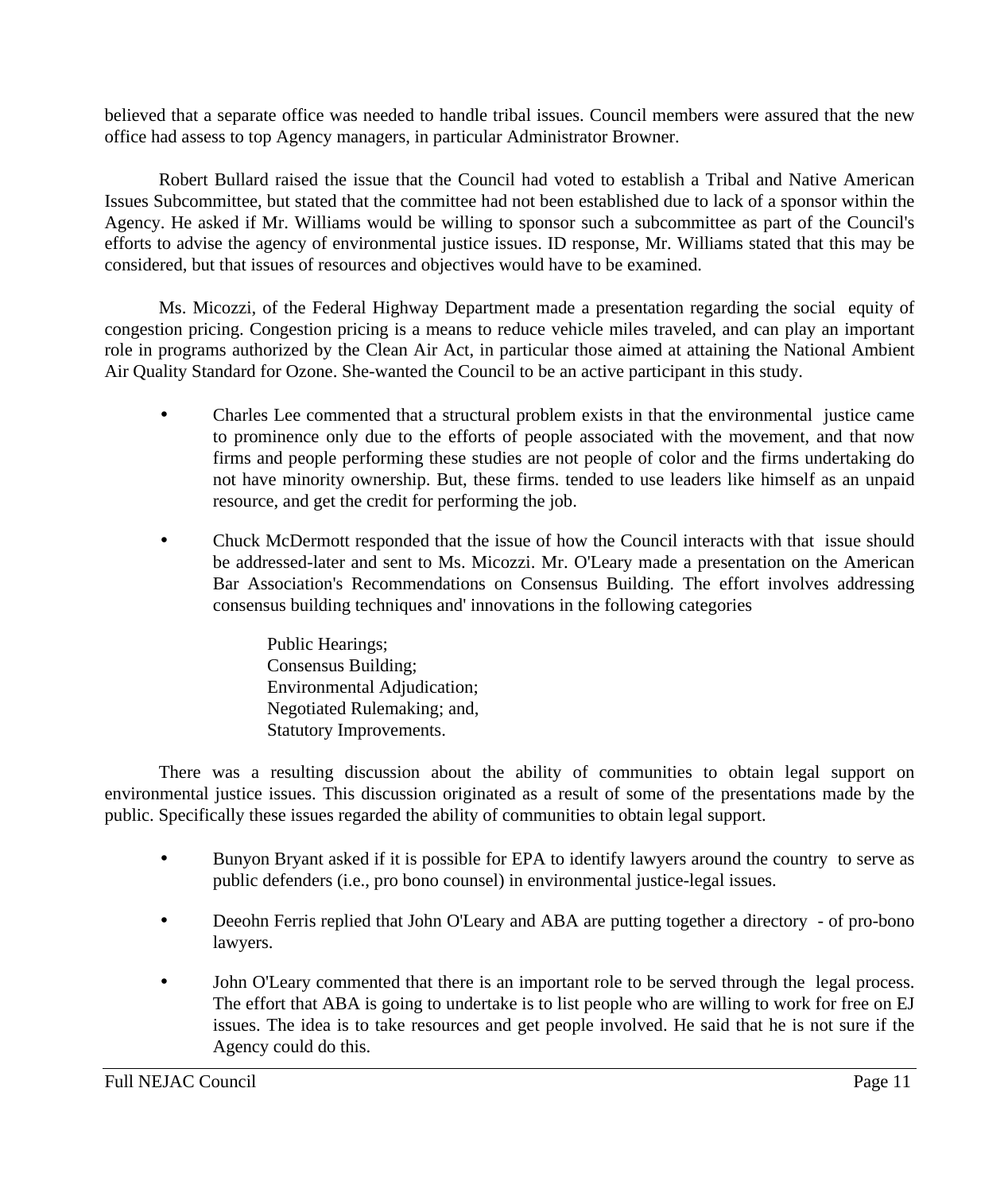believed that a separate office was needed to handle tribal issues. Council members were assured that the new office had assess to top Agency managers, in particular Administrator Browner.

Robert Bullard raised the issue that the Council had voted to establish a Tribal and Native American Issues Subcommittee, but stated that the committee had not been established due to lack of a sponsor within the Agency. He asked if Mr. Williams would be willing to sponsor such a subcommittee as part of the Council's efforts to advise the agency of environmental justice issues. ID response, Mr. Williams stated that this may be considered, but that issues of resources and objectives would have to be examined.

Ms. Micozzi, of the Federal Highway Department made a presentation regarding the social equity of congestion pricing. Congestion pricing is a means to reduce vehicle miles traveled, and can play an important role in programs authorized by the Clean Air Act, in particular those aimed at attaining the National Ambient Air Quality Standard for Ozone. She-wanted the Council to be an active participant in this study.

- Charles Lee commented that a structural problem exists in that the environmental justice came to prominence only due to the efforts of people associated with the movement, and that now firms and people performing these studies are not people of color and the firms undertaking do not have minority ownership. But, these firms. tended to use leaders like himself as an unpaid resource, and get the credit for performing the job.

- Chuck McDermott responded that the issue of how the Council interacts with that issue should be addressed-later and sent to Ms. Micozzi. Mr. O'Leary made a presentation on the American Bar Association's Recommendations on Consensus Building. The effort involves addressing consensus building techniques and' innovations in the following categories

  Public Hearings;
  Consensus Building;
  Environmental Adjudication;
  Negotiated Rulemaking; and,
  Statutory Improvements.

There was a resulting discussion about the ability of communities to obtain legal support on environmental justice issues. This discussion originated as a result of some of the presentations made by the public. Specifically these issues regarded the ability of communities to obtain legal support.

- Bunyon Bryant asked if it is possible for EPA to identify lawyers around the country to serve as public defenders (i.e., pro bono counsel) in environmental justice-legal issues.

- Deeohn Ferris replied that John O'Leary and ABA are putting together a directory - of pro-bono lawyers.

- John O'Leary commented that there is an important role to be served through the legal process. The effort that ABA is going to undertake is to list people who are willing to work for free on EJ issues. The idea is to take resources and get people involved. He said that he is not sure if the Agency could do this.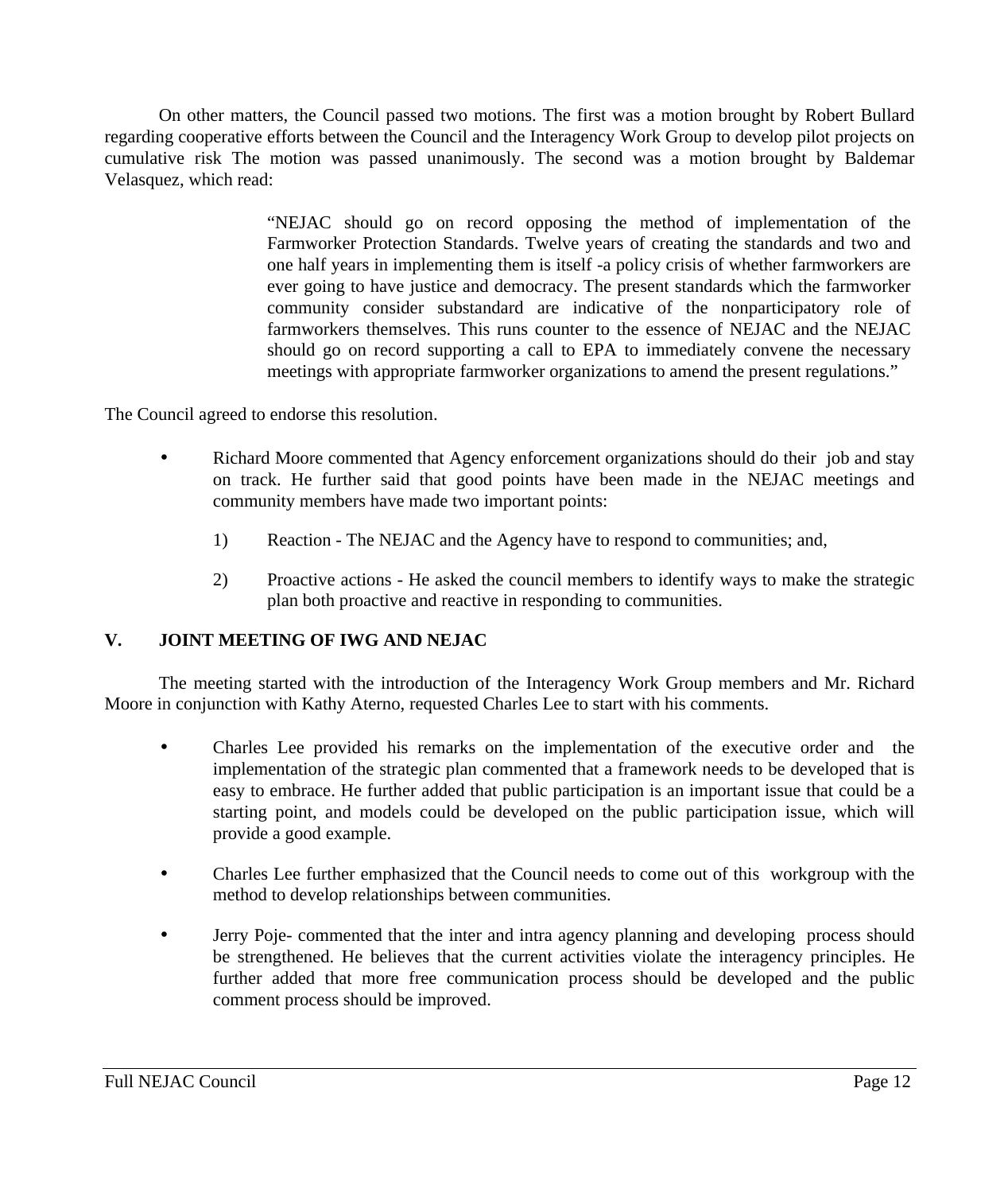On other matters, the Council passed two motions. The first was a motion brought by Robert Bullard regarding cooperative efforts between the Council and the Interagency Work Group to develop pilot projects on cumulative risk The motion was passed unanimously. The second was a motion brought by Baldemar Velasquez, which read:

> "NEJAC should go on record opposing the method of implementation of the Farmworker Protection Standards. Twelve years of creating the standards and two and one half years in implementing them is itself -a policy crisis of whether farmworkers are ever going to have justice and democracy. The present standards which the farmworker community consider substandard are indicative of the nonparticipatory role of farmworkers themselves. This runs counter to the essence of NEJAC and the NEJAC should go on record supporting a call to EPA to immediately convene the necessary meetings with appropriate farmworker organizations to amend the present regulations."

The Council agreed to endorse this resolution.

- Richard Moore commented that Agency enforcement organizations should do their job and stay on track. He further said that good points have been made in the NEJAC meetings and community members have made two important points:

  1) Reaction - The NEJAC and the Agency have to respond to communities; and,

  2) Proactive actions - He asked the council members to identify ways to make the strategic plan both proactive and reactive in responding to communities.

## V. JOINT MEETING OF IWG AND NEJAC

The meeting started with the introduction of the Interagency Work Group members and Mr. Richard Moore in conjunction with Kathy Aterno, requested Charles Lee to start with his comments.

- Charles Lee provided his remarks on the implementation of the executive order and the implementation of the strategic plan commented that a framework needs to be developed that is easy to embrace. He further added that public participation is an important issue that could be a starting point, and models could be developed on the public participation issue, which will provide a good example.

- Charles Lee further emphasized that the Council needs to come out of this workgroup with the method to develop relationships between communities.

- Jerry Poje- commented that the inter and intra agency planning and developing process should be strengthened. He believes that the current activities violate the interagency principles. He further added that more free communication process should be developed and the public comment process should be improved.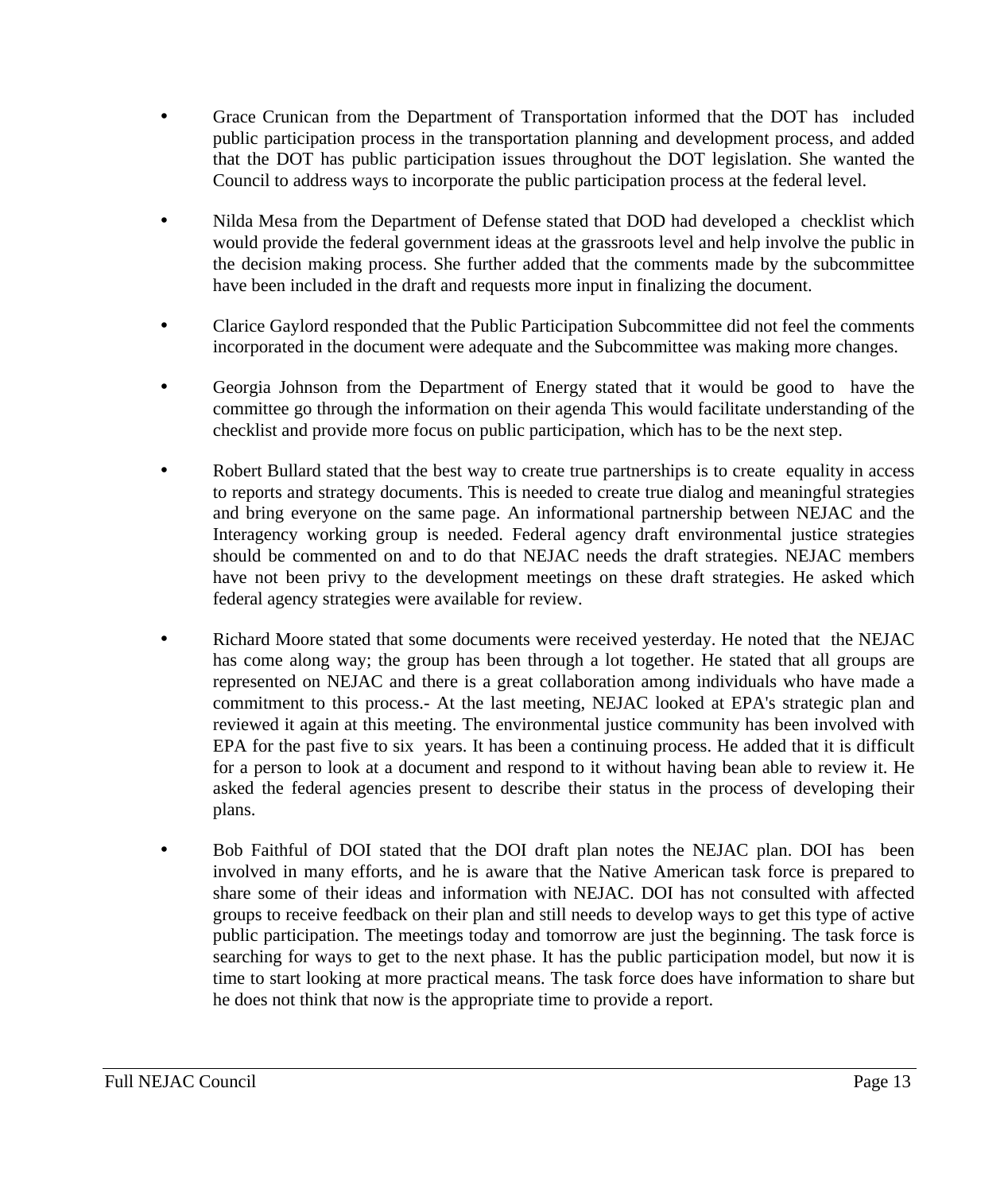- Grace Crunican from the Department of Transportation informed that the DOT has included public participation process in the transportation planning and development process, and added that the DOT has public participation issues throughout the DOT legislation. She wanted the Council to address ways to incorporate the public participation process at the federal level.

- Nilda Mesa from the Department of Defense stated that DOD had developed a checklist which would provide the federal government ideas at the grassroots level and help involve the public in the decision making process. She further added that the comments made by the subcommittee have been included in the draft and requests more input in finalizing the document.

- Clarice Gaylord responded that the Public Participation Subcommittee did not feel the comments incorporated in the document were adequate and the Subcommittee was making more changes.

- Georgia Johnson from the Department of Energy stated that it would be good to have the committee go through the information on their agenda This would facilitate understanding of the checklist and provide more focus on public participation, which has to be the next step.

- Robert Bullard stated that the best way to create true partnerships is to create equality in access to reports and strategy documents. This is needed to create true dialog and meaningful strategies and bring everyone on the same page. An informational partnership between NEJAC and the Interagency working group is needed. Federal agency draft environmental justice strategies should be commented on and to do that NEJAC needs the draft strategies. NEJAC members have not been privy to the development meetings on these draft strategies. He asked which federal agency strategies were available for review.

- Richard Moore stated that some documents were received yesterday. He noted that the NEJAC has come along way; the group has been through a lot together. He stated that all groups are represented on NEJAC and there is a great collaboration among individuals who have made a commitment to this process.- At the last meeting, NEJAC looked at EPA's strategic plan and reviewed it again at this meeting. The environmental justice community has been involved with EPA for the past five to six years. It has been a continuing process. He added that it is difficult for a person to look at a document and respond to it without having bean able to review it. He asked the federal agencies present to describe their status in the process of developing their plans.

- Bob Faithful of DOI stated that the DOI draft plan notes the NEJAC plan. DOI has been involved in many efforts, and he is aware that the Native American task force is prepared to share some of their ideas and information with NEJAC. DOI has not consulted with affected groups to receive feedback on their plan and still needs to develop ways to get this type of active public participation. The meetings today and tomorrow are just the beginning. The task force is searching for ways to get to the next phase. It has the public participation model, but now it is time to start looking at more practical means. The task force does have information to share but he does not think that now is the appropriate time to provide a report.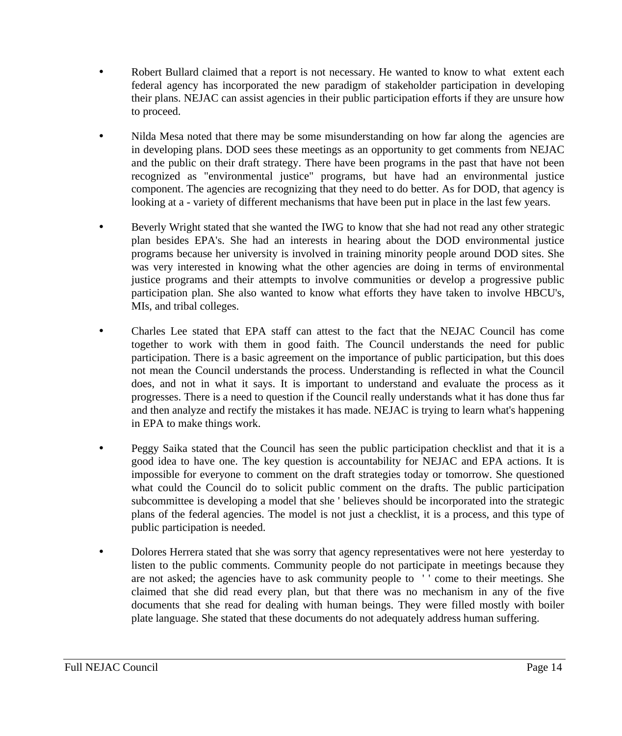- Robert Bullard claimed that a report is not necessary. He wanted to know to what extent each federal agency has incorporated the new paradigm of stakeholder participation in developing their plans. NEJAC can assist agencies in their public participation efforts if they are unsure how to proceed.

- Nilda Mesa noted that there may be some misunderstanding on how far along the agencies are in developing plans. DOD sees these meetings as an opportunity to get comments from NEJAC and the public on their draft strategy. There have been programs in the past that have not been recognized as "environmental justice" programs, but have had an environmental justice component. The agencies are recognizing that they need to do better. As for DOD, that agency is looking at a - variety of different mechanisms that have been put in place in the last few years.

- Beverly Wright stated that she wanted the IWG to know that she had not read any other strategic plan besides EPA's. She had an interests in hearing about the DOD environmental justice programs because her university is involved in training minority people around DOD sites. She was very interested in knowing what the other agencies are doing in terms of environmental justice programs and their attempts to involve communities or develop a progressive public participation plan. She also wanted to know what efforts they have taken to involve HBCU's, MIs, and tribal colleges.

- Charles Lee stated that EPA staff can attest to the fact that the NEJAC Council has come together to work with them in good faith. The Council understands the need for public participation. There is a basic agreement on the importance of public participation, but this does not mean the Council understands the process. Understanding is reflected in what the Council does, and not in what it says. It is important to understand and evaluate the process as it progresses. There is a need to question if the Council really understands what it has done thus far and then analyze and rectify the mistakes it has made. NEJAC is trying to learn what's happening in EPA to make things work.

- Peggy Saika stated that the Council has seen the public participation checklist and that it is a good idea to have one. The key question is accountability for NEJAC and EPA actions. It is impossible for everyone to comment on the draft strategies today or tomorrow. She questioned what could the Council do to solicit public comment on the drafts. The public participation subcommittee is developing a model that she ' believes should be incorporated into the strategic plans of the federal agencies. The model is not just a checklist, it is a process, and this type of public participation is needed.

- Dolores Herrera stated that she was sorry that agency representatives were not here yesterday to listen to the public comments. Community people do not participate in meetings because they are not asked; the agencies have to ask community people to ' ' come to their meetings. She claimed that she did read every plan, but that there was no mechanism in any of the five documents that she read for dealing with human beings. They were filled mostly with boiler plate language. She stated that these documents do not adequately address human suffering.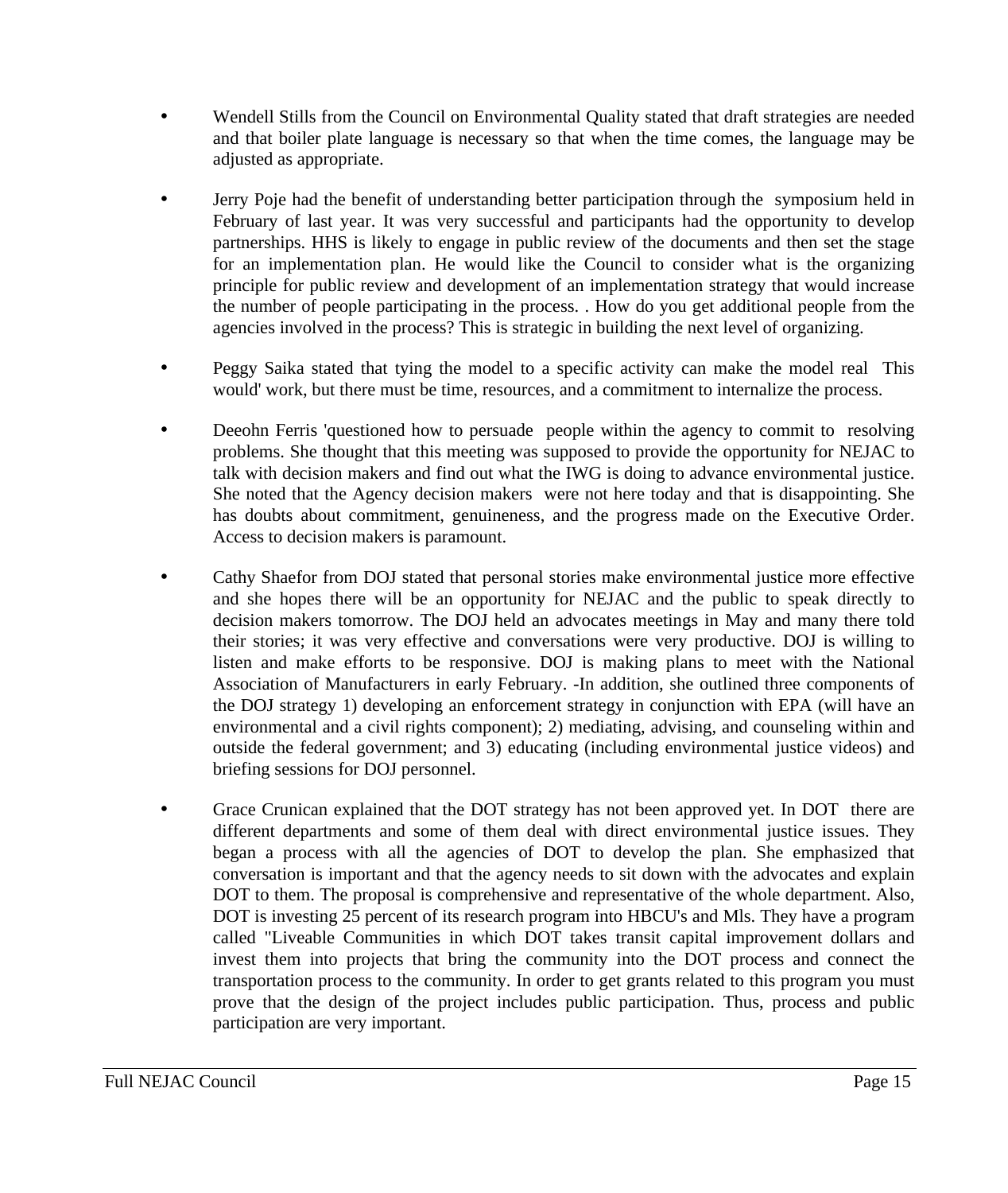- Wendell Stills from the Council on Environmental Quality stated that draft strategies are needed and that boiler plate language is necessary so that when the time comes, the language may be adjusted as appropriate.

- Jerry Poje had the benefit of understanding better participation through the symposium held in February of last year. It was very successful and participants had the opportunity to develop partnerships. HHS is likely to engage in public review of the documents and then set the stage for an implementation plan. He would like the Council to consider what is the organizing principle for public review and development of an implementation strategy that would increase the number of people participating in the process. . How do you get additional people from the agencies involved in the process? This is strategic in building the next level of organizing.

- Peggy Saika stated that tying the model to a specific activity can make the model real This would' work, but there must be time, resources, and a commitment to internalize the process.

- Deeohn Ferris 'questioned how to persuade people within the agency to commit to resolving problems. She thought that this meeting was supposed to provide the opportunity for NEJAC to talk with decision makers and find out what the IWG is doing to advance environmental justice. She noted that the Agency decision makers were not here today and that is disappointing. She has doubts about commitment, genuineness, and the progress made on the Executive Order. Access to decision makers is paramount.

- Cathy Shaefor from DOJ stated that personal stories make environmental justice more effective and she hopes there will be an opportunity for NEJAC and the public to speak directly to decision makers tomorrow. The DOJ held an advocates meetings in May and many there told their stories; it was very effective and conversations were very productive. DOJ is willing to listen and make efforts to be responsive. DOJ is making plans to meet with the National Association of Manufacturers in early February. -In addition, she outlined three components of the DOJ strategy 1) developing an enforcement strategy in conjunction with EPA (will have an environmental and a civil rights component); 2) mediating, advising, and counseling within and outside the federal government; and 3) educating (including environmental justice videos) and briefing sessions for DOJ personnel.

- Grace Crunican explained that the DOT strategy has not been approved yet. In DOT there are different departments and some of them deal with direct environmental justice issues. They began a process with all the agencies of DOT to develop the plan. She emphasized that conversation is important and that the agency needs to sit down with the advocates and explain DOT to them. The proposal is comprehensive and representative of the whole department. Also, DOT is investing 25 percent of its research program into HBCU's and Mls. They have a program called "Liveable Communities in which DOT takes transit capital improvement dollars and invest them into projects that bring the community into the DOT process and connect the transportation process to the community. In order to get grants related to this program you must prove that the design of the project includes public participation. Thus, process and public participation are very important.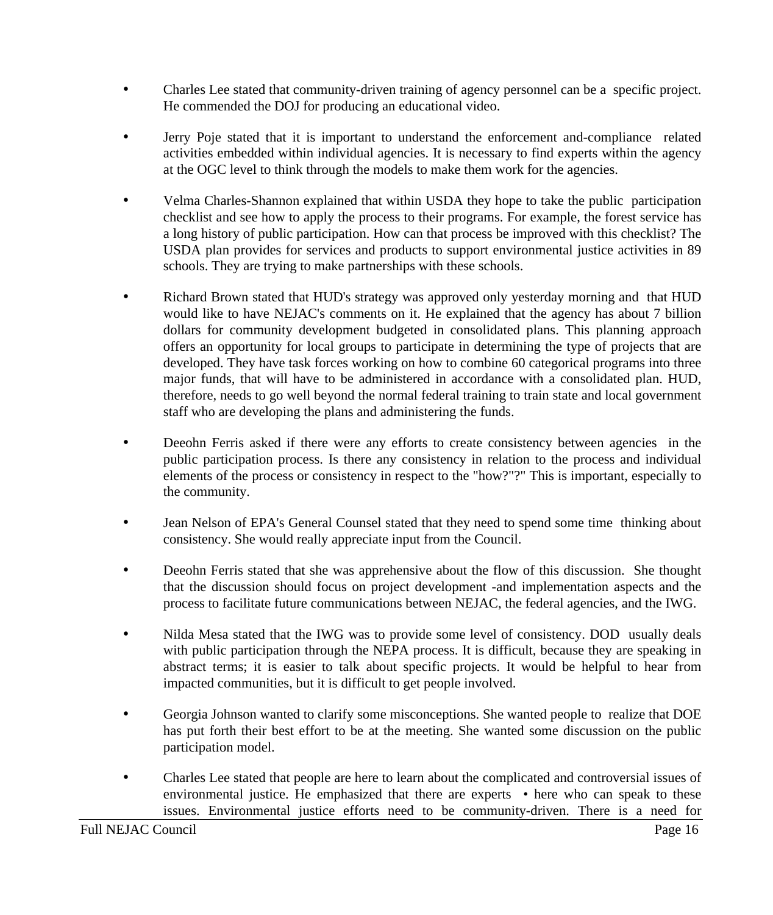- Charles Lee stated that community-driven training of agency personnel can be a specific project. He commended the DOJ for producing an educational video.

- Jerry Poje stated that it is important to understand the enforcement and-compliance related activities embedded within individual agencies. It is necessary to find experts within the agency at the OGC level to think through the models to make them work for the agencies.

- Velma Charles-Shannon explained that within USDA they hope to take the public participation checklist and see how to apply the process to their programs. For example, the forest service has a long history of public participation. How can that process be improved with this checklist? The USDA plan provides for services and products to support environmental justice activities in 89 schools. They are trying to make partnerships with these schools.

- Richard Brown stated that HUD's strategy was approved only yesterday morning and that HUD would like to have NEJAC's comments on it. He explained that the agency has about 7 billion dollars for community development budgeted in consolidated plans. This planning approach offers an opportunity for local groups to participate in determining the type of projects that are developed. They have task forces working on how to combine 60 categorical programs into three major funds, that will have to be administered in accordance with a consolidated plan. HUD, therefore, needs to go well beyond the normal federal training to train state and local government staff who are developing the plans and administering the funds.

- Deeohn Ferris asked if there were any efforts to create consistency between agencies in the public participation process. Is there any consistency in relation to the process and individual elements of the process or consistency in respect to the "how?"?" This is important, especially to the community.

- Jean Nelson of EPA's General Counsel stated that they need to spend some time thinking about consistency. She would really appreciate input from the Council.

- Deeohn Ferris stated that she was apprehensive about the flow of this discussion. She thought that the discussion should focus on project development -and implementation aspects and the process to facilitate future communications between NEJAC, the federal agencies, and the IWG.

- Nilda Mesa stated that the IWG was to provide some level of consistency. DOD usually deals with public participation through the NEPA process. It is difficult, because they are speaking in abstract terms; it is easier to talk about specific projects. It would be helpful to hear from impacted communities, but it is difficult to get people involved.

- Georgia Johnson wanted to clarify some misconceptions. She wanted people to realize that DOE has put forth their best effort to be at the meeting. She wanted some discussion on the public participation model.

- Charles Lee stated that people are here to learn about the complicated and controversial issues of environmental justice. He emphasized that there are experts • here who can speak to these issues. Environmental justice efforts need to be community-driven. There is a need for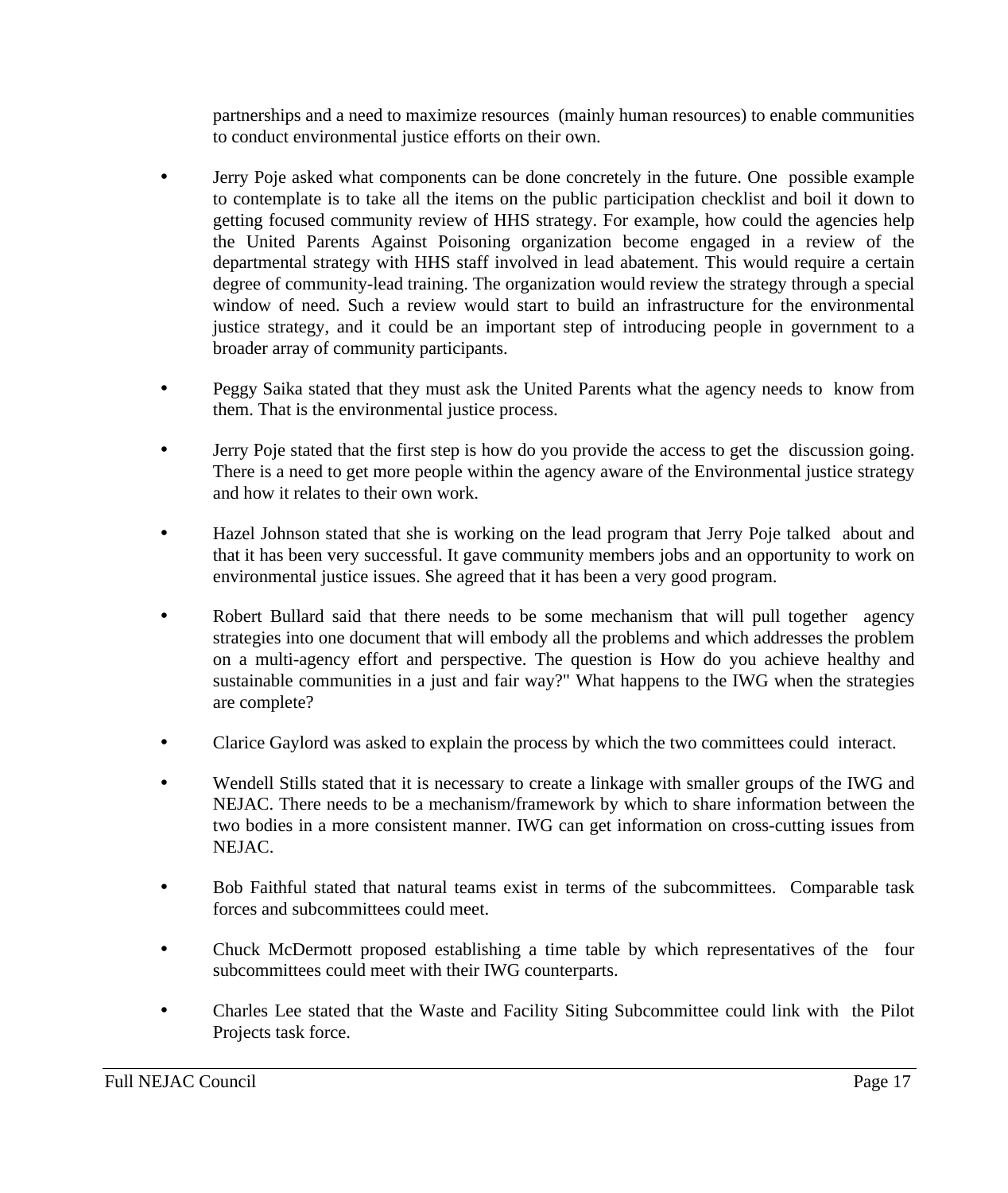partnerships and a need to maximize resources (mainly human resources) to enable communities to conduct environmental justice efforts on their own.

- Jerry Poje asked what components can be done concretely in the future. One possible example to contemplate is to take all the items on the public participation checklist and boil it down to getting focused community review of HHS strategy. For example, how could the agencies help the United Parents Against Poisoning organization become engaged in a review of the departmental strategy with HHS staff involved in lead abatement. This would require a certain degree of community-lead training. The organization would review the strategy through a special window of need. Such a review would start to build an infrastructure for the environmental justice strategy, and it could be an important step of introducing people in government to a broader array of community participants.

- Peggy Saika stated that they must ask the United Parents what the agency needs to know from them. That is the environmental justice process.

- Jerry Poje stated that the first step is how do you provide the access to get the discussion going. There is a need to get more people within the agency aware of the Environmental justice strategy and how it relates to their own work.

- Hazel Johnson stated that she is working on the lead program that Jerry Poje talked about and that it has been very successful. It gave community members jobs and an opportunity to work on environmental justice issues. She agreed that it has been a very good program.

- Robert Bullard said that there needs to be some mechanism that will pull together agency strategies into one document that will embody all the problems and which addresses the problem on a multi-agency effort and perspective. The question is How do you achieve healthy and sustainable communities in a just and fair way?" What happens to the IWG when the strategies are complete?

- Clarice Gaylord was asked to explain the process by which the two committees could interact.

- Wendell Stills stated that it is necessary to create a linkage with smaller groups of the IWG and NEJAC. There needs to be a mechanism/framework by which to share information between the two bodies in a more consistent manner. IWG can get information on cross-cutting issues from NEJAC.

- Bob Faithful stated that natural teams exist in terms of the subcommittees. Comparable task forces and subcommittees could meet.

- Chuck McDermott proposed establishing a time table by which representatives of the four subcommittees could meet with their IWG counterparts.

- Charles Lee stated that the Waste and Facility Siting Subcommittee could link with the Pilot Projects task force.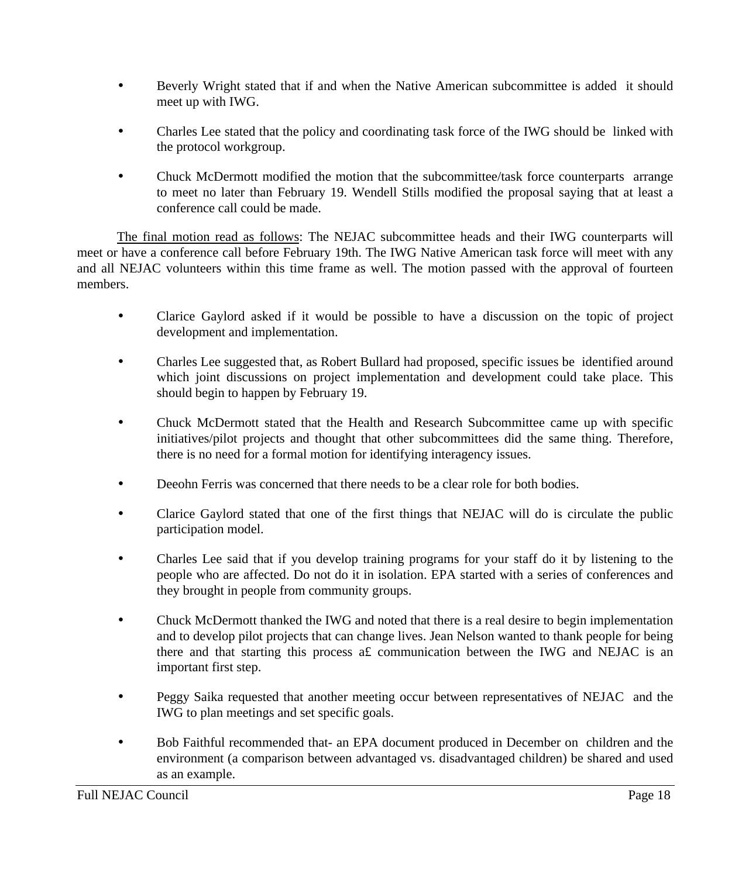- Beverly Wright stated that if and when the Native American subcommittee is added it should meet up with IWG.

- Charles Lee stated that the policy and coordinating task force of the IWG should be linked with the protocol workgroup.

- Chuck McDermott modified the motion that the subcommittee/task force counterparts arrange to meet no later than February 19. Wendell Stills modified the proposal saying that at least a conference call could be made.

The final motion read as follows: The NEJAC subcommittee heads and their IWG counterparts will meet or have a conference call before February 19th. The IWG Native American task force will meet with any and all NEJAC volunteers within this time frame as well. The motion passed with the approval of fourteen members.

- Clarice Gaylord asked if it would be possible to have a discussion on the topic of project development and implementation.

- Charles Lee suggested that, as Robert Bullard had proposed, specific issues be identified around which joint discussions on project implementation and development could take place. This should begin to happen by February 19.

- Chuck McDermott stated that the Health and Research Subcommittee came up with specific initiatives/pilot projects and thought that other subcommittees did the same thing. Therefore, there is no need for a formal motion for identifying interagency issues.

- Deeohn Ferris was concerned that there needs to be a clear role for both bodies.

- Clarice Gaylord stated that one of the first things that NEJAC will do is circulate the public participation model.

- Charles Lee said that if you develop training programs for your staff do it by listening to the people who are affected. Do not do it in isolation. EPA started with a series of conferences and they brought in people from community groups.

- Chuck McDermott thanked the IWG and noted that there is a real desire to begin implementation and to develop pilot projects that can change lives. Jean Nelson wanted to thank people for being there and that starting this process a£ communication between the IWG and NEJAC is an important first step.

- Peggy Saika requested that another meeting occur between representatives of NEJAC and the IWG to plan meetings and set specific goals.

- Bob Faithful recommended that- an EPA document produced in December on children and the environment (a comparison between advantaged vs. disadvantaged children) be shared and used as an example.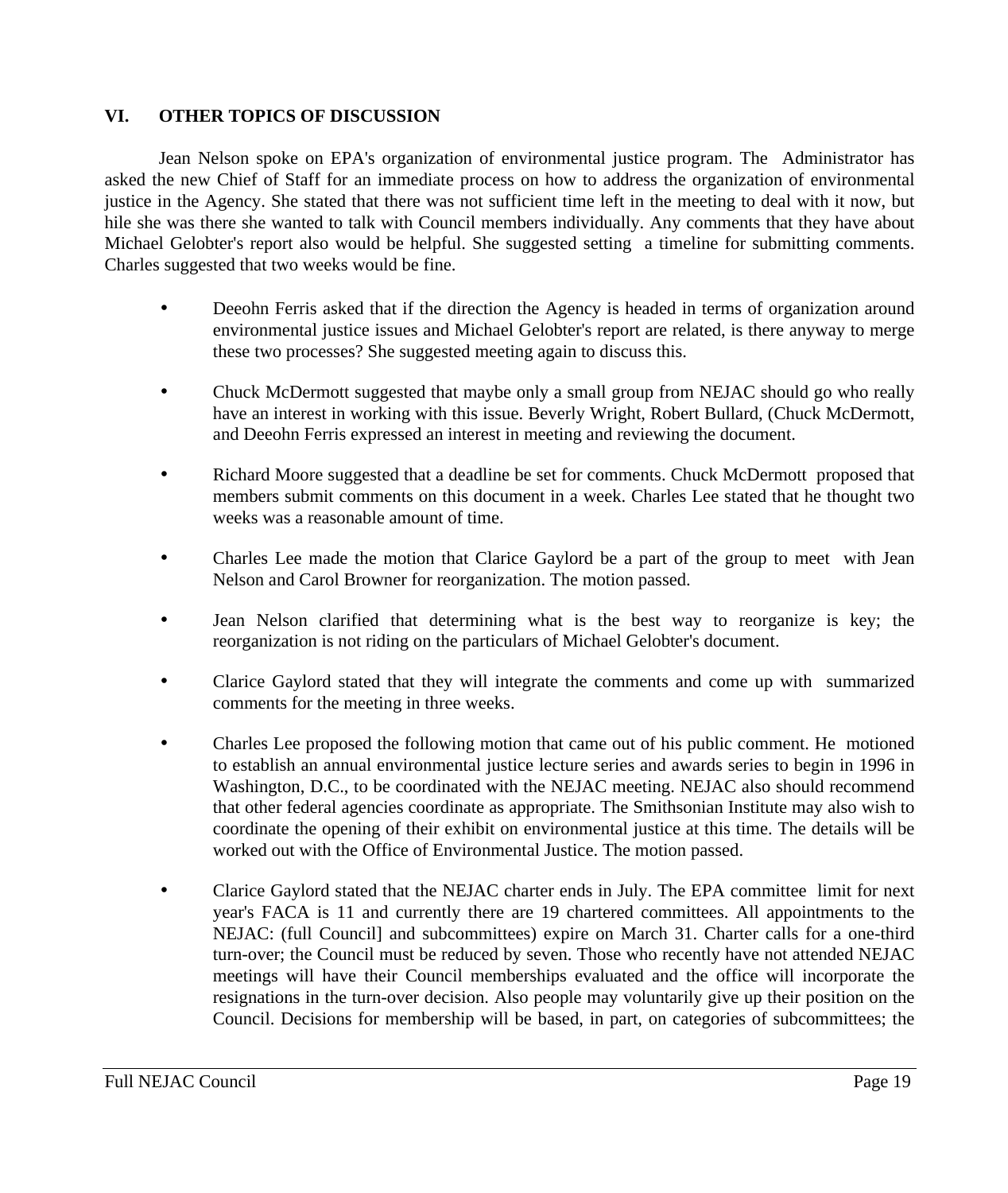## VI. OTHER TOPICS OF DISCUSSION

Jean Nelson spoke on EPA's organization of environmental justice program. The Administrator has asked the new Chief of Staff for an immediate process on how to address the organization of environmental justice in the Agency. She stated that there was not sufficient time left in the meeting to deal with it now, but hile she was there she wanted to talk with Council members individually. Any comments that they have about Michael Gelobter's report also would be helpful. She suggested setting a timeline for submitting comments. Charles suggested that two weeks would be fine.

- Deeohn Ferris asked that if the direction the Agency is headed in terms of organization around environmental justice issues and Michael Gelobter's report are related, is there anyway to merge these two processes? She suggested meeting again to discuss this.

- Chuck McDermott suggested that maybe only a small group from NEJAC should go who really have an interest in working with this issue. Beverly Wright, Robert Bullard, (Chuck McDermott, and Deeohn Ferris expressed an interest in meeting and reviewing the document.

- Richard Moore suggested that a deadline be set for comments. Chuck McDermott proposed that members submit comments on this document in a week. Charles Lee stated that he thought two weeks was a reasonable amount of time.

- Charles Lee made the motion that Clarice Gaylord be a part of the group to meet with Jean Nelson and Carol Browner for reorganization. The motion passed.

- Jean Nelson clarified that determining what is the best way to reorganize is key; the reorganization is not riding on the particulars of Michael Gelobter's document.

- Clarice Gaylord stated that they will integrate the comments and come up with summarized comments for the meeting in three weeks.

- Charles Lee proposed the following motion that came out of his public comment. He motioned to establish an annual environmental justice lecture series and awards series to begin in 1996 in Washington, D.C., to be coordinated with the NEJAC meeting. NEJAC also should recommend that other federal agencies coordinate as appropriate. The Smithsonian Institute may also wish to coordinate the opening of their exhibit on environmental justice at this time. The details will be worked out with the Office of Environmental Justice. The motion passed.

- Clarice Gaylord stated that the NEJAC charter ends in July. The EPA committee limit for next year's FACA is 11 and currently there are 19 chartered committees. All appointments to the NEJAC: (full Council] and subcommittees) expire on March 31. Charter calls for a one-third turn-over; the Council must be reduced by seven. Those who recently have not attended NEJAC meetings will have their Council memberships evaluated and the office will incorporate the resignations in the turn-over decision. Also people may voluntarily give up their position on the Council. Decisions for membership will be based, in part, on categories of subcommittees; the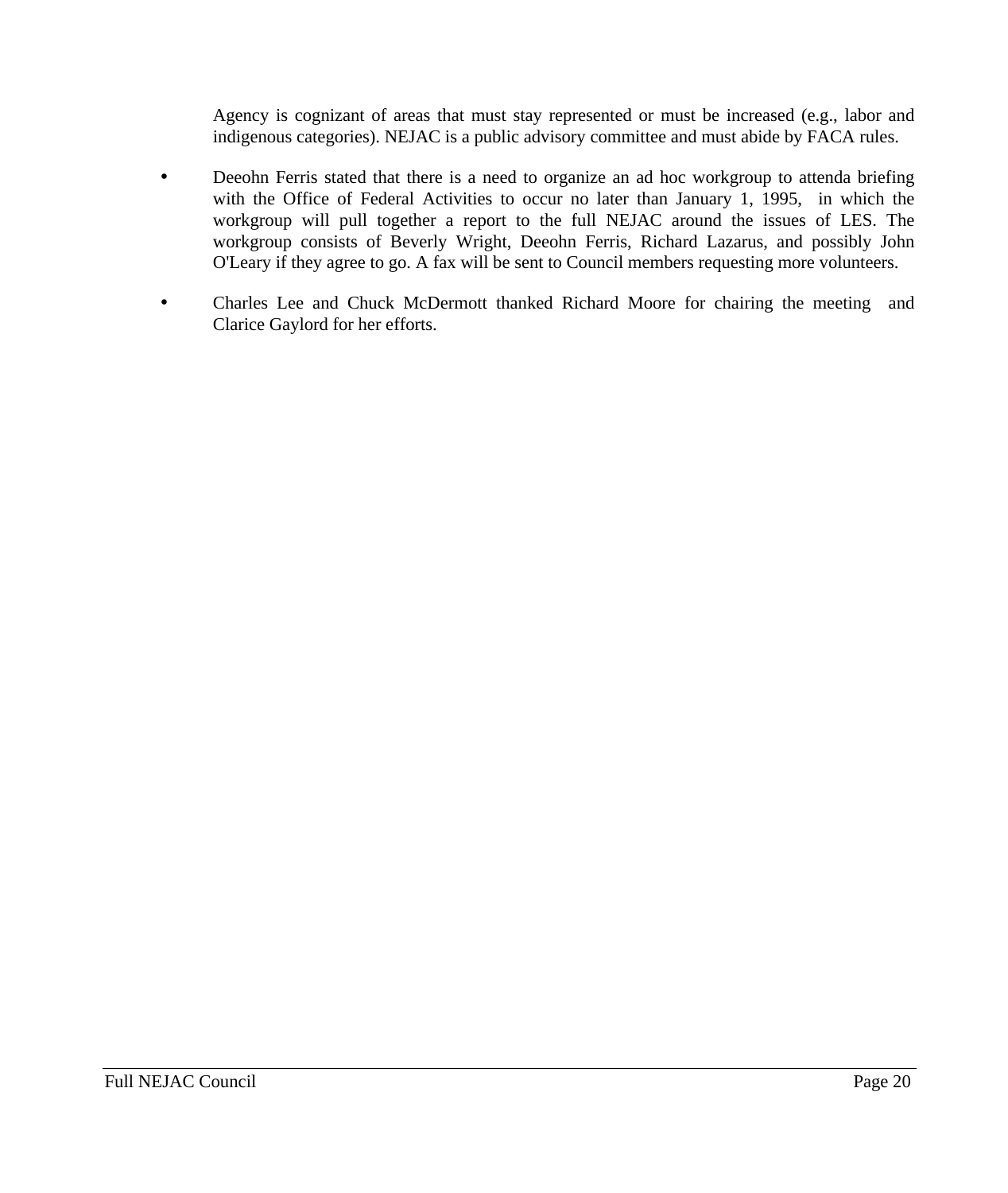Agency is cognizant of areas that must stay represented or must be increased (e.g., labor and indigenous categories). NEJAC is a public advisory committee and must abide by FACA rules.

- Deeohn Ferris stated that there is a need to organize an ad hoc workgroup to attenda briefing with the Office of Federal Activities to occur no later than January 1, 1995, in which the workgroup will pull together a report to the full NEJAC around the issues of LES. The workgroup consists of Beverly Wright, Deeohn Ferris, Richard Lazarus, and possibly John O'Leary if they agree to go. A fax will be sent to Council members requesting more volunteers.

- Charles Lee and Chuck McDermott thanked Richard Moore for chairing the meeting and Clarice Gaylord for her efforts.